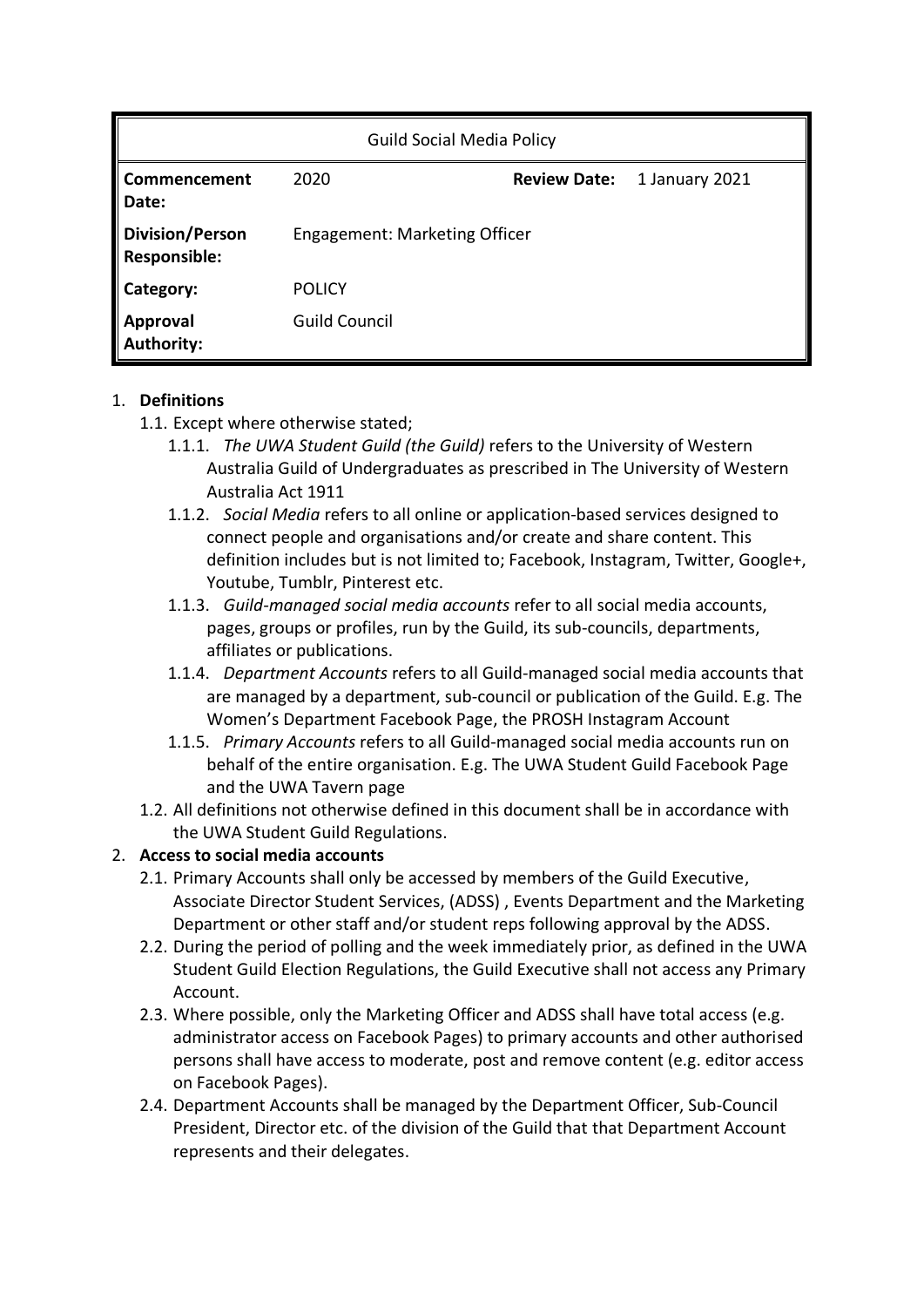| Guild Social Media Policy | | | |
|---|---|---|---|
| **Commencement Date:** | 2020 | **Review Date:** | 1 January 2021 |
| **Division/Person Responsible:** | Engagement: Marketing Officer | | |
| **Category:** | POLICY | | |
| **Approval Authority:** | Guild Council | | |

1. **Definitions**
   1.1. Except where otherwise stated;
      1.1.1. *The UWA Student Guild (the Guild)* refers to the University of Western Australia Guild of Undergraduates as prescribed in The University of Western Australia Act 1911
      1.1.2. *Social Media* refers to all online or application-based services designed to connect people and organisations and/or create and share content. This definition includes but is not limited to; Facebook, Instagram, Twitter, Google+, Youtube, Tumblr, Pinterest etc.
      1.1.3. *Guild-managed social media accounts* refer to all social media accounts, pages, groups or profiles, run by the Guild, its sub-councils, departments, affiliates or publications.
      1.1.4. *Department Accounts* refers to all Guild-managed social media accounts that are managed by a department, sub-council or publication of the Guild. E.g. The Women's Department Facebook Page, the PROSH Instagram Account
      1.1.5. *Primary Accounts* refers to all Guild-managed social media accounts run on behalf of the entire organisation. E.g. The UWA Student Guild Facebook Page and the UWA Tavern page
   1.2. All definitions not otherwise defined in this document shall be in accordance with the UWA Student Guild Regulations.
2. **Access to social media accounts**
   2.1. Primary Accounts shall only be accessed by members of the Guild Executive, Associate Director Student Services, (ADSS) , Events Department and the Marketing Department or other staff and/or student reps following approval by the ADSS.
   2.2. During the period of polling and the week immediately prior, as defined in the UWA Student Guild Election Regulations, the Guild Executive shall not access any Primary Account.
   2.3. Where possible, only the Marketing Officer and ADSS shall have total access (e.g. administrator access on Facebook Pages) to primary accounts and other authorised persons shall have access to moderate, post and remove content (e.g. editor access on Facebook Pages).
   2.4. Department Accounts shall be managed by the Department Officer, Sub-Council President, Director etc. of the division of the Guild that that Department Account represents and their delegates.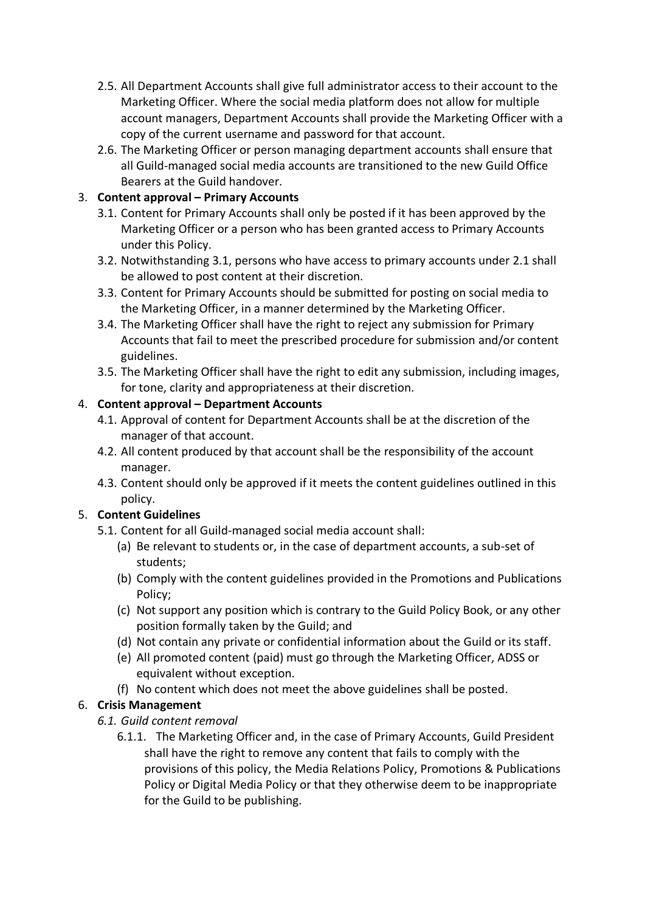2.5. All Department Accounts shall give full administrator access to their account to the Marketing Officer. Where the social media platform does not allow for multiple account managers, Department Accounts shall provide the Marketing Officer with a copy of the current username and password for that account.

2.6. The Marketing Officer or person managing department accounts shall ensure that all Guild-managed social media accounts are transitioned to the new Guild Office Bearers at the Guild handover.

3. **Content approval – Primary Accounts**

   3.1. Content for Primary Accounts shall only be posted if it has been approved by the Marketing Officer or a person who has been granted access to Primary Accounts under this Policy.

   3.2. Notwithstanding 3.1, persons who have access to primary accounts under 2.1 shall be allowed to post content at their discretion.

   3.3. Content for Primary Accounts should be submitted for posting on social media to the Marketing Officer, in a manner determined by the Marketing Officer.

   3.4. The Marketing Officer shall have the right to reject any submission for Primary Accounts that fail to meet the prescribed procedure for submission and/or content guidelines.

   3.5. The Marketing Officer shall have the right to edit any submission, including images, for tone, clarity and appropriateness at their discretion.

4. **Content approval – Department Accounts**

   4.1. Approval of content for Department Accounts shall be at the discretion of the manager of that account.

   4.2. All content produced by that account shall be the responsibility of the account manager.

   4.3. Content should only be approved if it meets the content guidelines outlined in this policy.

5. **Content Guidelines**

   5.1. Content for all Guild-managed social media account shall:

   (a) Be relevant to students or, in the case of department accounts, a sub-set of students;

   (b) Comply with the content guidelines provided in the Promotions and Publications Policy;

   (c) Not support any position which is contrary to the Guild Policy Book, or any other position formally taken by the Guild; and

   (d) Not contain any private or confidential information about the Guild or its staff.

   (e) All promoted content (paid) must go through the Marketing Officer, ADSS or equivalent without exception.

   (f) No content which does not meet the above guidelines shall be posted.

6. **Crisis Management**

   *6.1. Guild content removal*

   6.1.1. The Marketing Officer and, in the case of Primary Accounts, Guild President shall have the right to remove any content that fails to comply with the provisions of this policy, the Media Relations Policy, Promotions & Publications Policy or Digital Media Policy or that they otherwise deem to be inappropriate for the Guild to be publishing.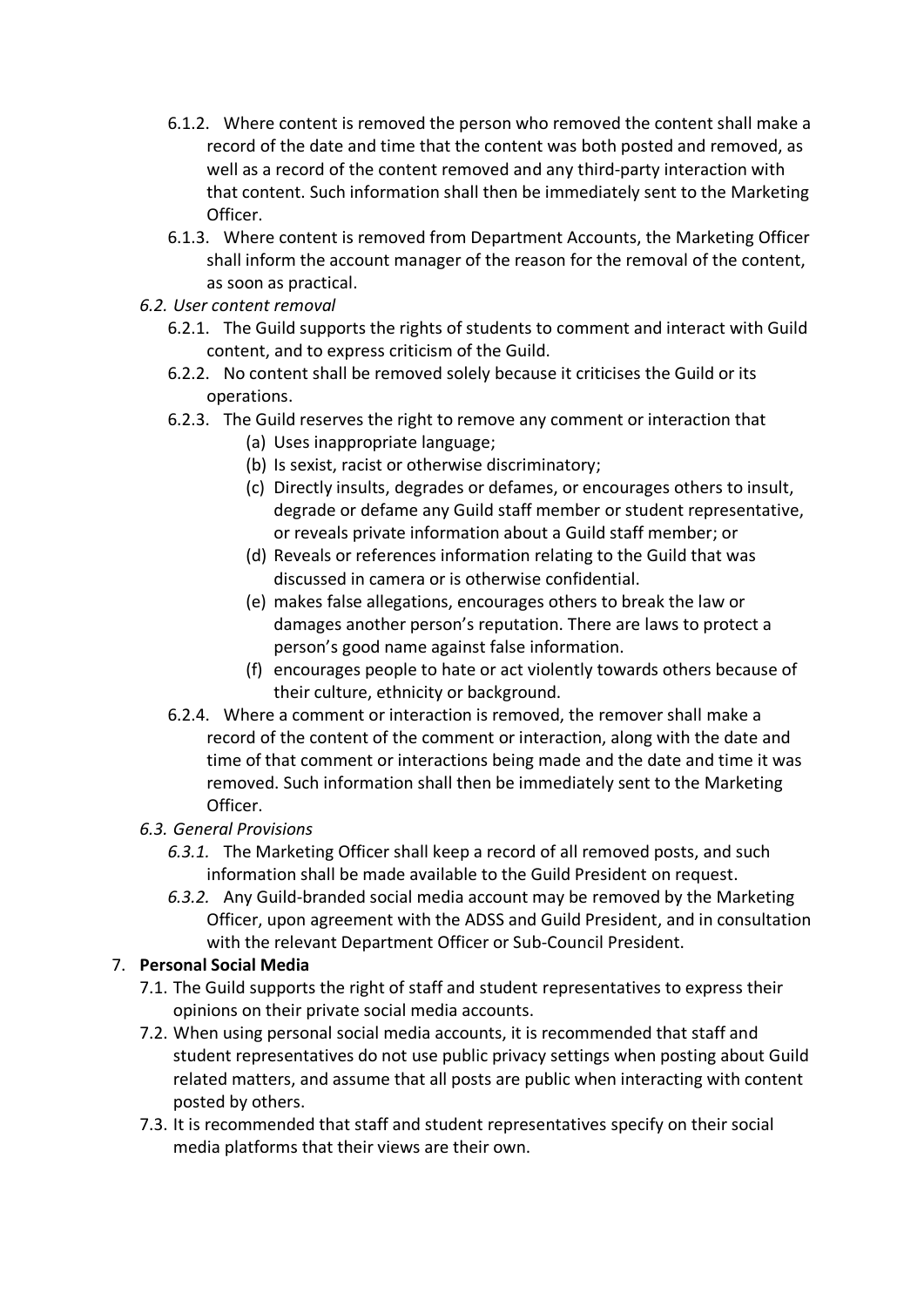6.1.2. Where content is removed the person who removed the content shall make a record of the date and time that the content was both posted and removed, as well as a record of the content removed and any third-party interaction with that content. Such information shall then be immediately sent to the Marketing Officer.

6.1.3. Where content is removed from Department Accounts, the Marketing Officer shall inform the account manager of the reason for the removal of the content, as soon as practical.

*6.2. User content removal*

6.2.1. The Guild supports the rights of students to comment and interact with Guild content, and to express criticism of the Guild.

6.2.2. No content shall be removed solely because it criticises the Guild or its operations.

6.2.3. The Guild reserves the right to remove any comment or interaction that

(a) Uses inappropriate language;

(b) Is sexist, racist or otherwise discriminatory;

(c) Directly insults, degrades or defames, or encourages others to insult, degrade or defame any Guild staff member or student representative, or reveals private information about a Guild staff member; or

(d) Reveals or references information relating to the Guild that was discussed in camera or is otherwise confidential.

(e) makes false allegations, encourages others to break the law or damages another person's reputation. There are laws to protect a person's good name against false information.

(f) encourages people to hate or act violently towards others because of their culture, ethnicity or background.

6.2.4. Where a comment or interaction is removed, the remover shall make a record of the content of the comment or interaction, along with the date and time of that comment or interactions being made and the date and time it was removed. Such information shall then be immediately sent to the Marketing Officer.

*6.3. General Provisions*

*6.3.1.* The Marketing Officer shall keep a record of all removed posts, and such information shall be made available to the Guild President on request.

*6.3.2.* Any Guild-branded social media account may be removed by the Marketing Officer, upon agreement with the ADSS and Guild President, and in consultation with the relevant Department Officer or Sub-Council President.

7. **Personal Social Media**

7.1. The Guild supports the right of staff and student representatives to express their opinions on their private social media accounts.

7.2. When using personal social media accounts, it is recommended that staff and student representatives do not use public privacy settings when posting about Guild related matters, and assume that all posts are public when interacting with content posted by others.

7.3. It is recommended that staff and student representatives specify on their social media platforms that their views are their own.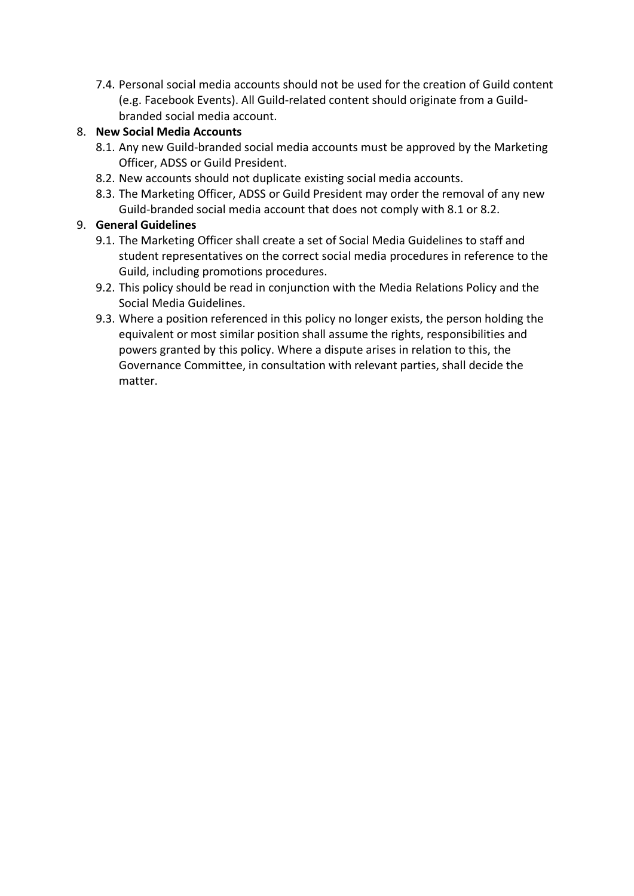7.4. Personal social media accounts should not be used for the creation of Guild content (e.g. Facebook Events). All Guild-related content should originate from a Guild-branded social media account.

8. **New Social Media Accounts**

8.1. Any new Guild-branded social media accounts must be approved by the Marketing Officer, ADSS or Guild President.

8.2. New accounts should not duplicate existing social media accounts.

8.3. The Marketing Officer, ADSS or Guild President may order the removal of any new Guild-branded social media account that does not comply with 8.1 or 8.2.

9. **General Guidelines**

9.1. The Marketing Officer shall create a set of Social Media Guidelines to staff and student representatives on the correct social media procedures in reference to the Guild, including promotions procedures.

9.2. This policy should be read in conjunction with the Media Relations Policy and the Social Media Guidelines.

9.3. Where a position referenced in this policy no longer exists, the person holding the equivalent or most similar position shall assume the rights, responsibilities and powers granted by this policy. Where a dispute arises in relation to this, the Governance Committee, in consultation with relevant parties, shall decide the matter.